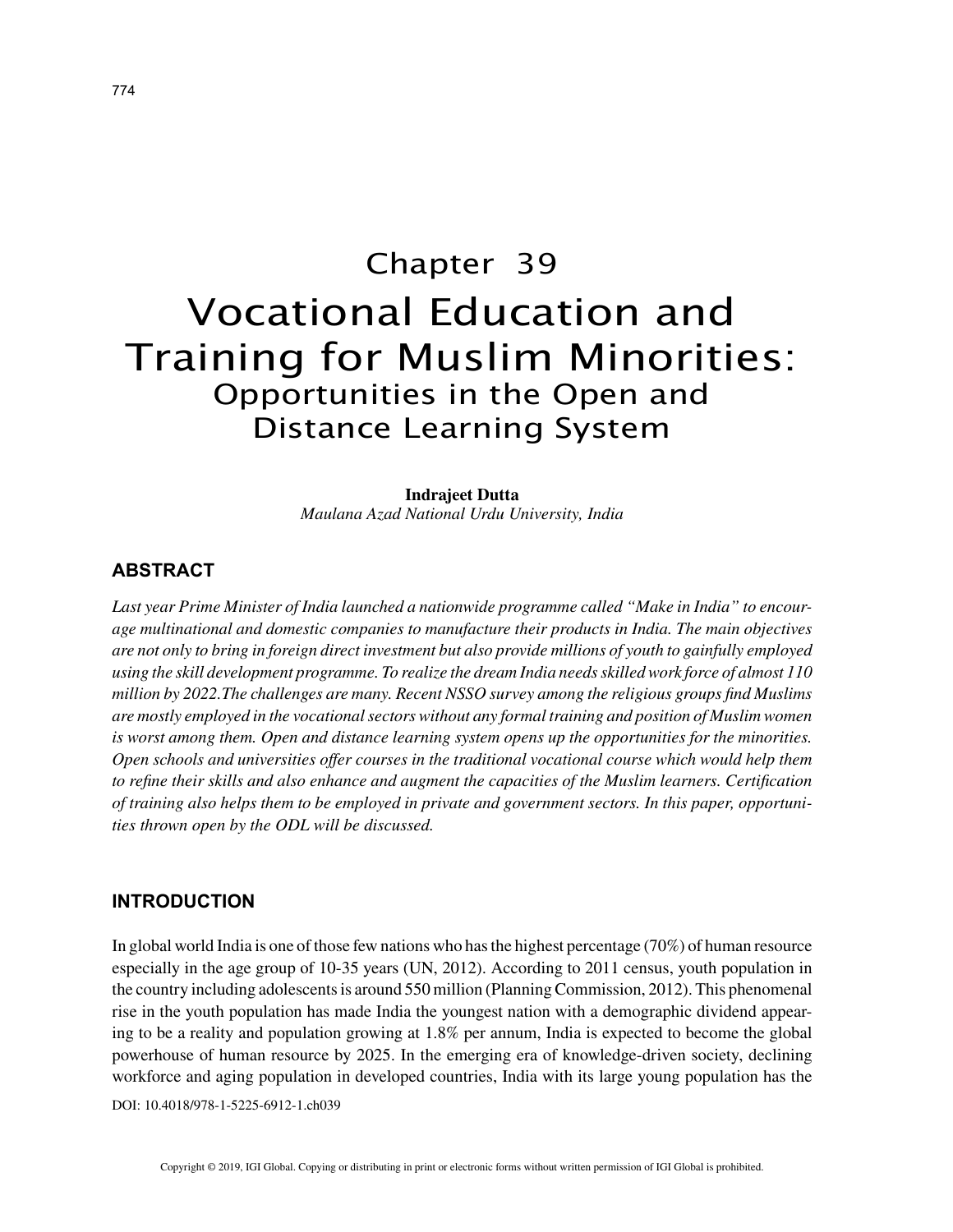# Chapter 39
# Vocational Education and Training for Muslim Minorities: Opportunities in the Open and Distance Learning System

**Indrajeet Dutta**
*Maulana Azad National Urdu University, India*

## ABSTRACT

*Last year Prime Minister of India launched a nationwide programme called "Make in India" to encourage multinational and domestic companies to manufacture their products in India. The main objectives are not only to bring in foreign direct investment but also provide millions of youth to gainfully employed using the skill development programme. To realize the dream India needs skilled work force of almost 110 million by 2022.The challenges are many. Recent NSSO survey among the religious groups find Muslims are mostly employed in the vocational sectors without any formal training and position of Muslim women is worst among them. Open and distance learning system opens up the opportunities for the minorities. Open schools and universities offer courses in the traditional vocational course which would help them to refine their skills and also enhance and augment the capacities of the Muslim learners. Certification of training also helps them to be employed in private and government sectors. In this paper, opportunities thrown open by the ODL will be discussed.*

## INTRODUCTION

In global world India is one of those few nations who has the highest percentage (70%) of human resource especially in the age group of 10-35 years (UN, 2012). According to 2011 census, youth population in the country including adolescents is around 550 million (Planning Commission, 2012). This phenomenal rise in the youth population has made India the youngest nation with a demographic dividend appearing to be a reality and population growing at 1.8% per annum, India is expected to become the global powerhouse of human resource by 2025. In the emerging era of knowledge-driven society, declining workforce and aging population in developed countries, India with its large young population has the

DOI: 10.4018/978-1-5225-6912-1.ch039

Copyright © 2019, IGI Global. Copying or distributing in print or electronic forms without written permission of IGI Global is prohibited.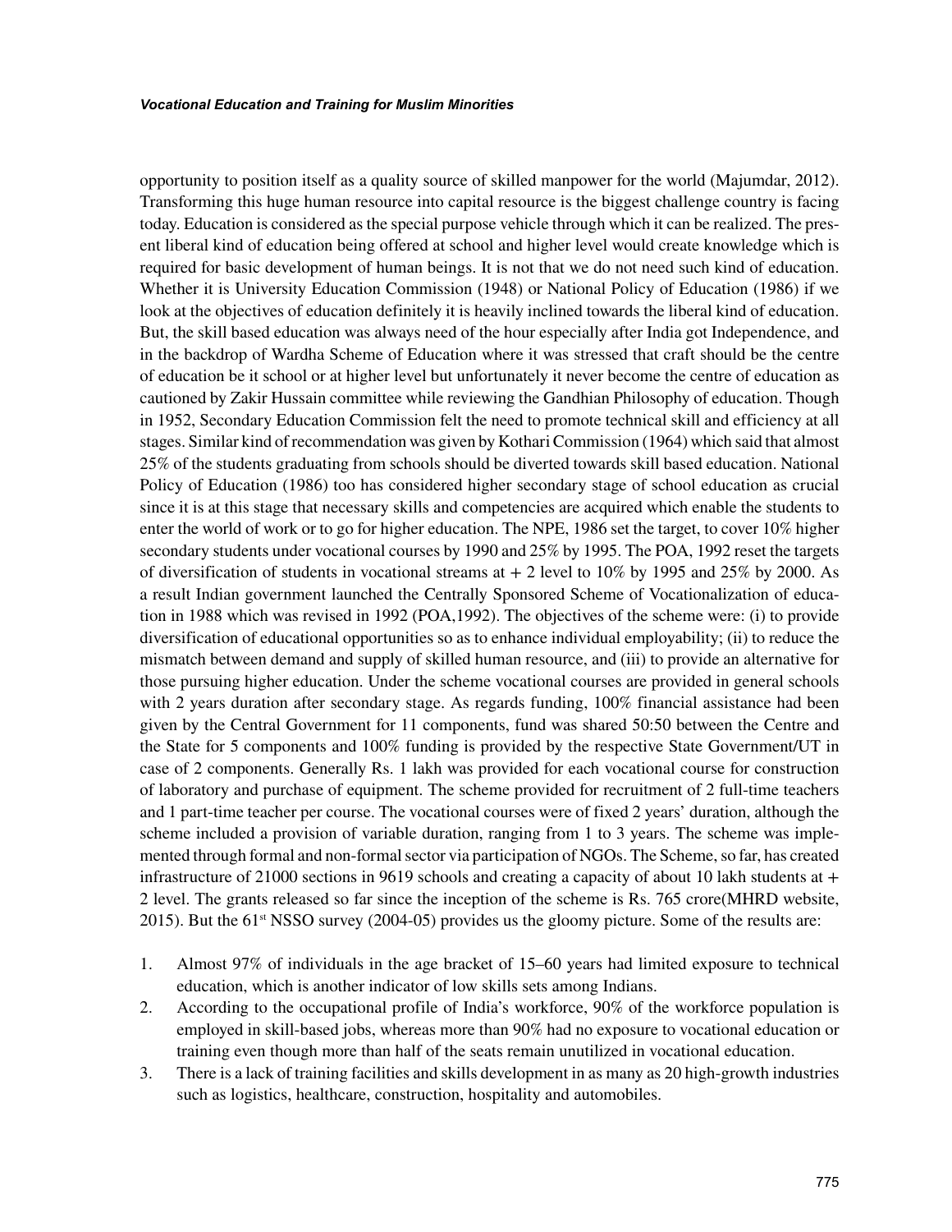opportunity to position itself as a quality source of skilled manpower for the world (Majumdar, 2012). Transforming this huge human resource into capital resource is the biggest challenge country is facing today. Education is considered as the special purpose vehicle through which it can be realized. The present liberal kind of education being offered at school and higher level would create knowledge which is required for basic development of human beings. It is not that we do not need such kind of education. Whether it is University Education Commission (1948) or National Policy of Education (1986) if we look at the objectives of education definitely it is heavily inclined towards the liberal kind of education. But, the skill based education was always need of the hour especially after India got Independence, and in the backdrop of Wardha Scheme of Education where it was stressed that craft should be the centre of education be it school or at higher level but unfortunately it never become the centre of education as cautioned by Zakir Hussain committee while reviewing the Gandhian Philosophy of education. Though in 1952, Secondary Education Commission felt the need to promote technical skill and efficiency at all stages. Similar kind of recommendation was given by Kothari Commission (1964) which said that almost 25% of the students graduating from schools should be diverted towards skill based education. National Policy of Education (1986) too has considered higher secondary stage of school education as crucial since it is at this stage that necessary skills and competencies are acquired which enable the students to enter the world of work or to go for higher education. The NPE, 1986 set the target, to cover 10% higher secondary students under vocational courses by 1990 and 25% by 1995. The POA, 1992 reset the targets of diversification of students in vocational streams at + 2 level to 10% by 1995 and 25% by 2000. As a result Indian government launched the Centrally Sponsored Scheme of Vocationalization of education in 1988 which was revised in 1992 (POA,1992). The objectives of the scheme were: (i) to provide diversification of educational opportunities so as to enhance individual employability; (ii) to reduce the mismatch between demand and supply of skilled human resource, and (iii) to provide an alternative for those pursuing higher education. Under the scheme vocational courses are provided in general schools with 2 years duration after secondary stage. As regards funding, 100% financial assistance had been given by the Central Government for 11 components, fund was shared 50:50 between the Centre and the State for 5 components and 100% funding is provided by the respective State Government/UT in case of 2 components. Generally Rs. 1 lakh was provided for each vocational course for construction of laboratory and purchase of equipment. The scheme provided for recruitment of 2 full-time teachers and 1 part-time teacher per course. The vocational courses were of fixed 2 years' duration, although the scheme included a provision of variable duration, ranging from 1 to 3 years. The scheme was implemented through formal and non-formal sector via participation of NGOs. The Scheme, so far, has created infrastructure of 21000 sections in 9619 schools and creating a capacity of about 10 lakh students at + 2 level. The grants released so far since the inception of the scheme is Rs. 765 crore(MHRD website, 2015). But the 61st NSSO survey (2004-05) provides us the gloomy picture. Some of the results are:

1. Almost 97% of individuals in the age bracket of 15–60 years had limited exposure to technical education, which is another indicator of low skills sets among Indians.
2. According to the occupational profile of India's workforce, 90% of the workforce population is employed in skill-based jobs, whereas more than 90% had no exposure to vocational education or training even though more than half of the seats remain unutilized in vocational education.
3. There is a lack of training facilities and skills development in as many as 20 high-growth industries such as logistics, healthcare, construction, hospitality and automobiles.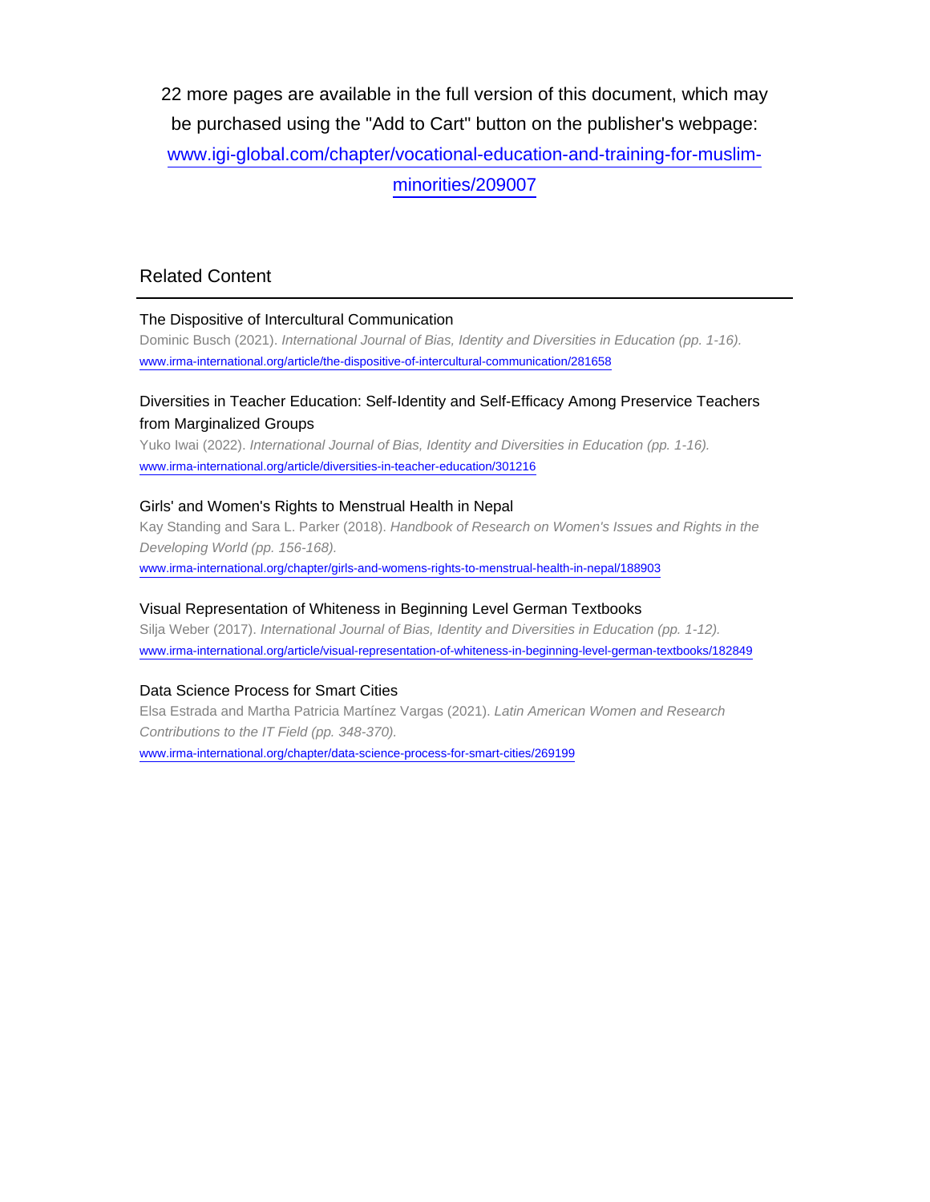22 more pages are available in the full version of this document, which may be purchased using the "Add to Cart" button on the publisher's webpage: [www.igi-global.com/chapter/vocational-education-and-training-for-muslim-minorities/209007](www.igi-global.com/chapter/vocational-education-and-training-for-muslim-minorities/209007)

## Related Content

**The Dispositive of Intercultural Communication**
Dominic Busch (2021). *International Journal of Bias, Identity and Diversities in Education (pp. 1-16).*
[www.irma-international.org/article/the-dispositive-of-intercultural-communication/281658](www.irma-international.org/article/the-dispositive-of-intercultural-communication/281658)

**Diversities in Teacher Education: Self-Identity and Self-Efficacy Among Preservice Teachers from Marginalized Groups**
Yuko Iwai (2022). *International Journal of Bias, Identity and Diversities in Education (pp. 1-16).*
[www.irma-international.org/article/diversities-in-teacher-education/301216](www.irma-international.org/article/diversities-in-teacher-education/301216)

**Girls' and Women's Rights to Menstrual Health in Nepal**
Kay Standing and Sara L. Parker (2018). *Handbook of Research on Women's Issues and Rights in the Developing World (pp. 156-168).*
[www.irma-international.org/chapter/girls-and-womens-rights-to-menstrual-health-in-nepal/188903](www.irma-international.org/chapter/girls-and-womens-rights-to-menstrual-health-in-nepal/188903)

**Visual Representation of Whiteness in Beginning Level German Textbooks**
Silja Weber (2017). *International Journal of Bias, Identity and Diversities in Education (pp. 1-12).*
[www.irma-international.org/article/visual-representation-of-whiteness-in-beginning-level-german-textbooks/182849](www.irma-international.org/article/visual-representation-of-whiteness-in-beginning-level-german-textbooks/182849)

**Data Science Process for Smart Cities**
Elsa Estrada and Martha Patricia Martínez Vargas (2021). *Latin American Women and Research Contributions to the IT Field (pp. 348-370).*
[www.irma-international.org/chapter/data-science-process-for-smart-cities/269199](www.irma-international.org/chapter/data-science-process-for-smart-cities/269199)